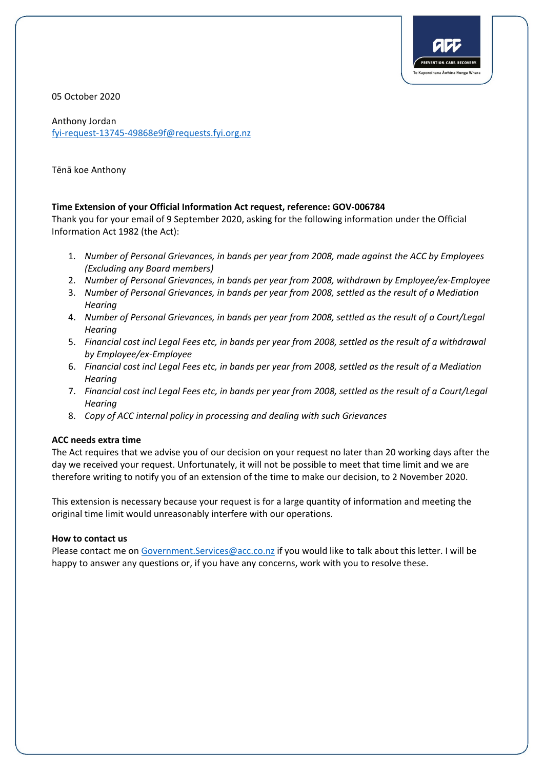05 October 2020

Anthony Jordan
fyi-request-13745-49868e9f@requests.fyi.org.nz

Tēnā koe Anthony

**Time Extension of your Official Information Act request, reference: GOV-006784**
Thank you for your email of 9 September 2020, asking for the following information under the Official Information Act 1982 (the Act):

1. *Number of Personal Grievances, in bands per year from 2008, made against the ACC by Employees (Excluding any Board members)*
2. *Number of Personal Grievances, in bands per year from 2008, withdrawn by Employee/ex-Employee*
3. *Number of Personal Grievances, in bands per year from 2008, settled as the result of a Mediation Hearing*
4. *Number of Personal Grievances, in bands per year from 2008, settled as the result of a Court/Legal Hearing*
5. *Financial cost incl Legal Fees etc, in bands per year from 2008, settled as the result of a withdrawal by Employee/ex-Employee*
6. *Financial cost incl Legal Fees etc, in bands per year from 2008, settled as the result of a Mediation Hearing*
7. *Financial cost incl Legal Fees etc, in bands per year from 2008, settled as the result of a Court/Legal Hearing*
8. *Copy of ACC internal policy in processing and dealing with such Grievances*

**ACC needs extra time**
The Act requires that we advise you of our decision on your request no later than 20 working days after the day we received your request. Unfortunately, it will not be possible to meet that time limit and we are therefore writing to notify you of an extension of the time to make our decision, to 2 November 2020.

This extension is necessary because your request is for a large quantity of information and meeting the original time limit would unreasonably interfere with our operations.

**How to contact us**
Please contact me on Government.Services@acc.co.nz if you would like to talk about this letter. I will be happy to answer any questions or, if you have any concerns, work with you to resolve these.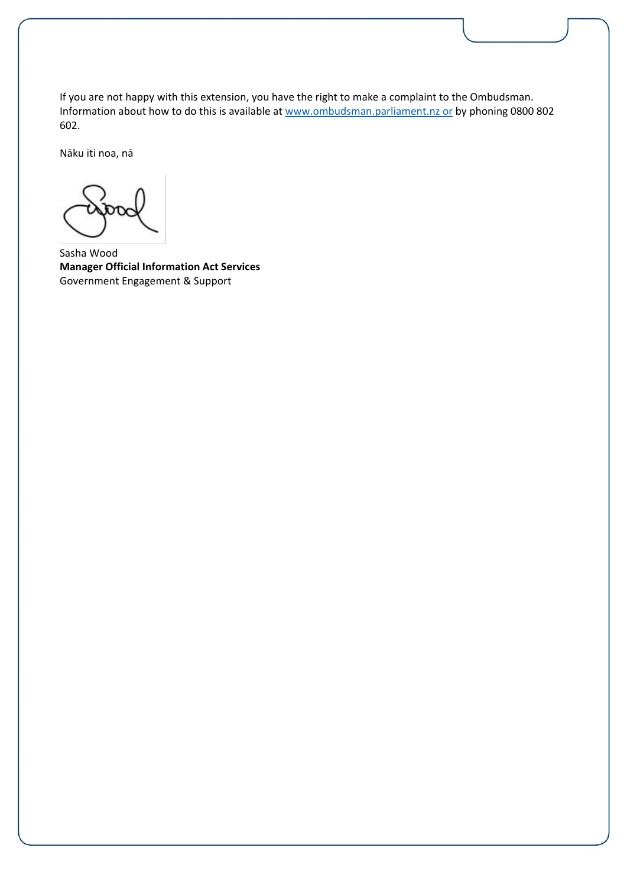If you are not happy with this extension, you have the right to make a complaint to the Ombudsman. Information about how to do this is available at www.ombudsman.parliament.nz or by phoning 0800 802 602.

Nāku iti noa, nā

Sasha Wood
**Manager Official Information Act Services**
Government Engagement & Support